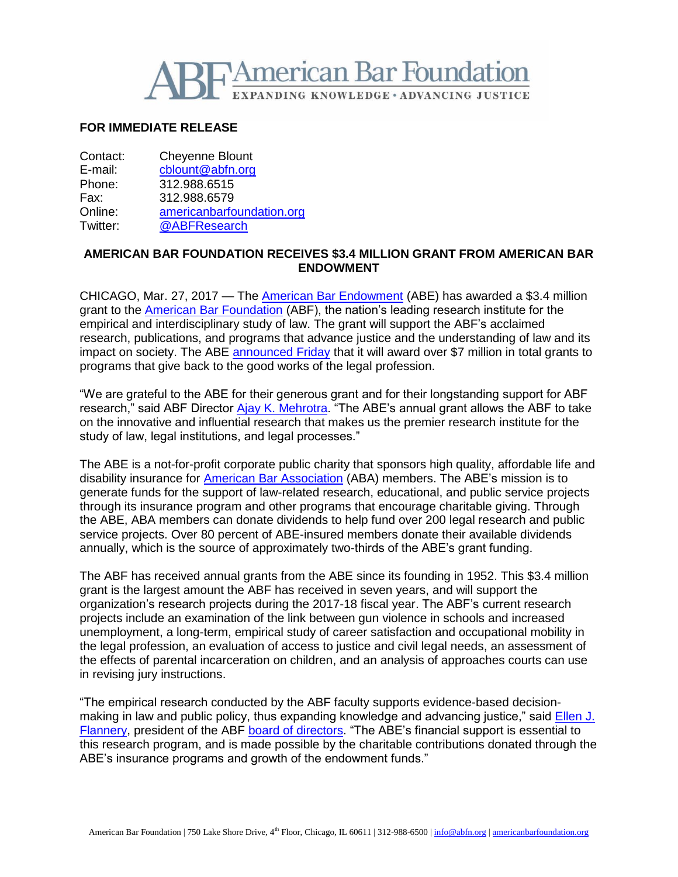# ABF American Bar Foundation

EXPANDING KNOWLEDGE • ADVANCING JUSTICE

**FOR IMMEDIATE RELEASE**

Contact: Cheyenne Blount
E-mail: cblount@abfn.org
Phone: 312.988.6515
Fax: 312.988.6579
Online: americanbarfoundation.org
Twitter: @ABFResearch

## AMERICAN BAR FOUNDATION RECEIVES $3.4 MILLION GRANT FROM AMERICAN BAR ENDOWMENT

CHICAGO, Mar. 27, 2017 — The American Bar Endowment (ABE) has awarded a $3.4 million grant to the American Bar Foundation (ABF), the nation's leading research institute for the empirical and interdisciplinary study of law. The grant will support the ABF's acclaimed research, publications, and programs that advance justice and the understanding of law and its impact on society. The ABE announced Friday that it will award over $7 million in total grants to programs that give back to the good works of the legal profession.

"We are grateful to the ABE for their generous grant and for their longstanding support for ABF research," said ABF Director Ajay K. Mehrotra. "The ABE's annual grant allows the ABF to take on the innovative and influential research that makes us the premier research institute for the study of law, legal institutions, and legal processes."

The ABE is a not-for-profit corporate public charity that sponsors high quality, affordable life and disability insurance for American Bar Association (ABA) members. The ABE's mission is to generate funds for the support of law-related research, educational, and public service projects through its insurance program and other programs that encourage charitable giving. Through the ABE, ABA members can donate dividends to help fund over 200 legal research and public service projects. Over 80 percent of ABE-insured members donate their available dividends annually, which is the source of approximately two-thirds of the ABE's grant funding.

The ABF has received annual grants from the ABE since its founding in 1952. This $3.4 million grant is the largest amount the ABF has received in seven years, and will support the organization's research projects during the 2017-18 fiscal year. The ABF's current research projects include an examination of the link between gun violence in schools and increased unemployment, a long-term, empirical study of career satisfaction and occupational mobility in the legal profession, an evaluation of access to justice and civil legal needs, an assessment of the effects of parental incarceration on children, and an analysis of approaches courts can use in revising jury instructions.

"The empirical research conducted by the ABF faculty supports evidence-based decision-making in law and public policy, thus expanding knowledge and advancing justice," said Ellen J. Flannery, president of the ABF board of directors. "The ABE's financial support is essential to this research program, and is made possible by the charitable contributions donated through the ABE's insurance programs and growth of the endowment funds."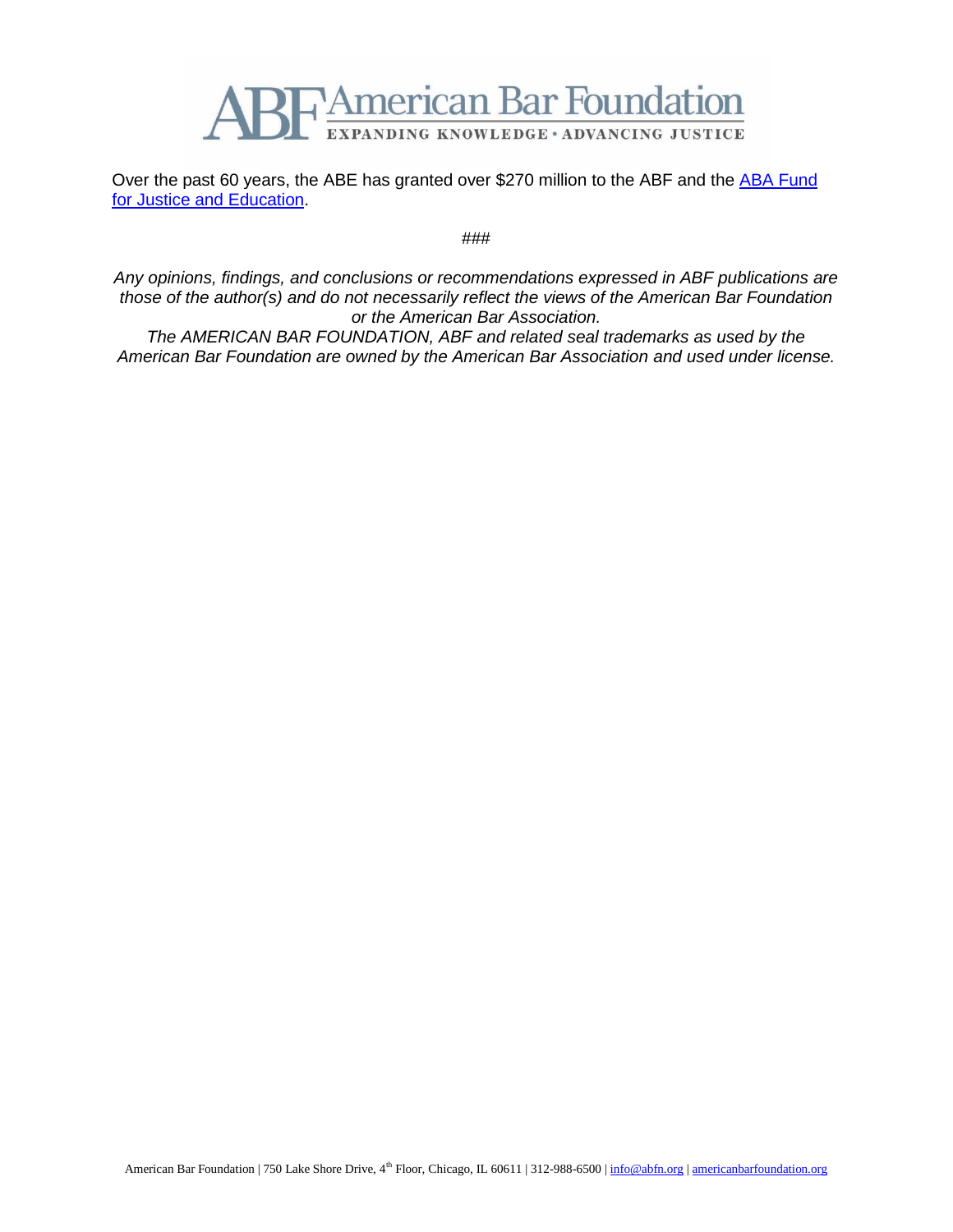Over the past 60 years, the ABE has granted over $270 million to the ABF and the [ABA Fund for Justice and Education](ABA Fund for Justice and Education).

###

*Any opinions, findings, and conclusions or recommendations expressed in ABF publications are those of the author(s) and do not necessarily reflect the views of the American Bar Foundation or the American Bar Association.*

*The AMERICAN BAR FOUNDATION, ABF and related seal trademarks as used by the American Bar Foundation are owned by the American Bar Association and used under license.*